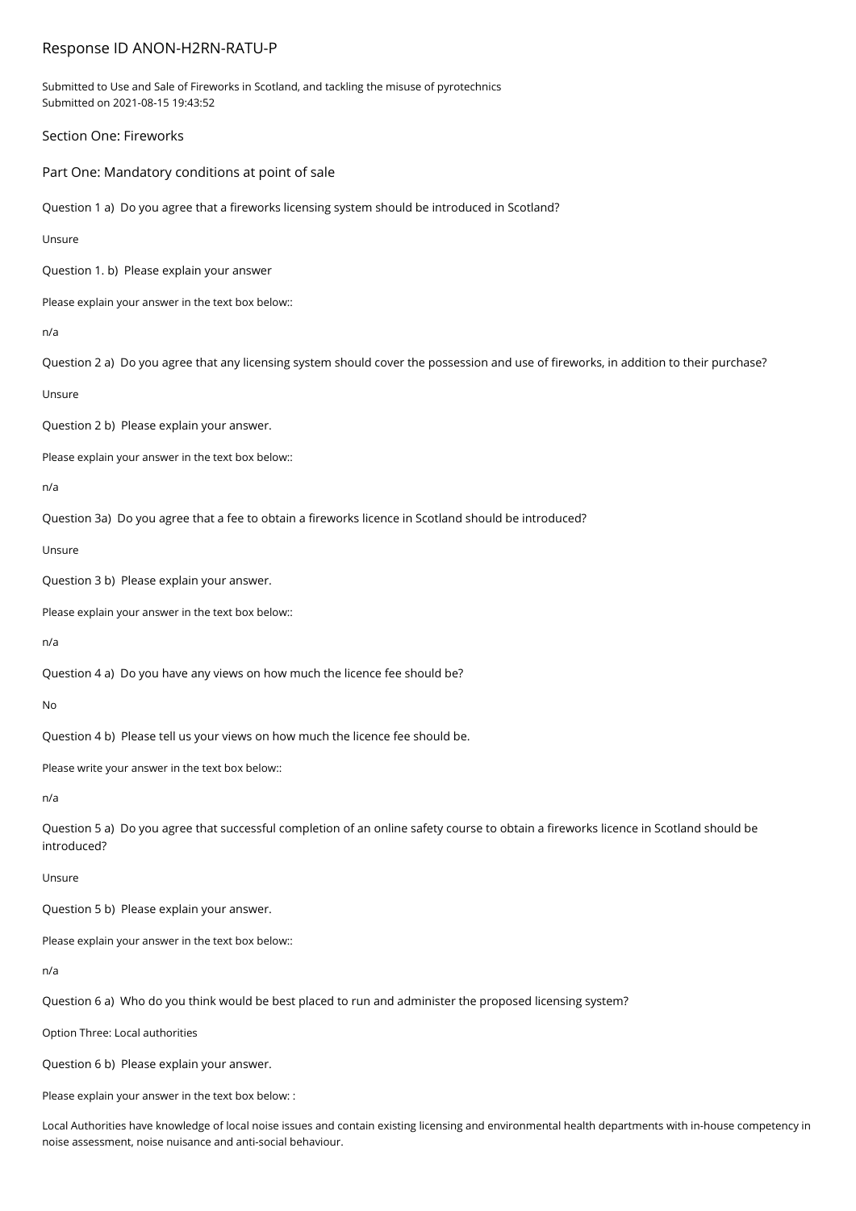# Response ID ANON-H2RN-RATU-P

Submitted to Use and Sale of Fireworks in Scotland, and tackling the misuse of pyrotechnics
Submitted on 2021-08-15 19:43:52

## Section One: Fireworks

### Part One: Mandatory conditions at point of sale

Question 1 a) Do you agree that a fireworks licensing system should be introduced in Scotland?

Unsure

Question 1. b) Please explain your answer

Please explain your answer in the text box below::

n/a

Question 2 a) Do you agree that any licensing system should cover the possession and use of fireworks, in addition to their purchase?

Unsure

Question 2 b) Please explain your answer.

Please explain your answer in the text box below::

n/a

Question 3a) Do you agree that a fee to obtain a fireworks licence in Scotland should be introduced?

Unsure

Question 3 b) Please explain your answer.

Please explain your answer in the text box below::

n/a

Question 4 a) Do you have any views on how much the licence fee should be?

No

Question 4 b) Please tell us your views on how much the licence fee should be.

Please write your answer in the text box below::

n/a

Question 5 a) Do you agree that successful completion of an online safety course to obtain a fireworks licence in Scotland should be introduced?

Unsure

Question 5 b) Please explain your answer.

Please explain your answer in the text box below::

n/a

Question 6 a) Who do you think would be best placed to run and administer the proposed licensing system?

Option Three: Local authorities

Question 6 b) Please explain your answer.

Please explain your answer in the text box below: :

Local Authorities have knowledge of local noise issues and contain existing licensing and environmental health departments with in-house competency in noise assessment, noise nuisance and anti-social behaviour.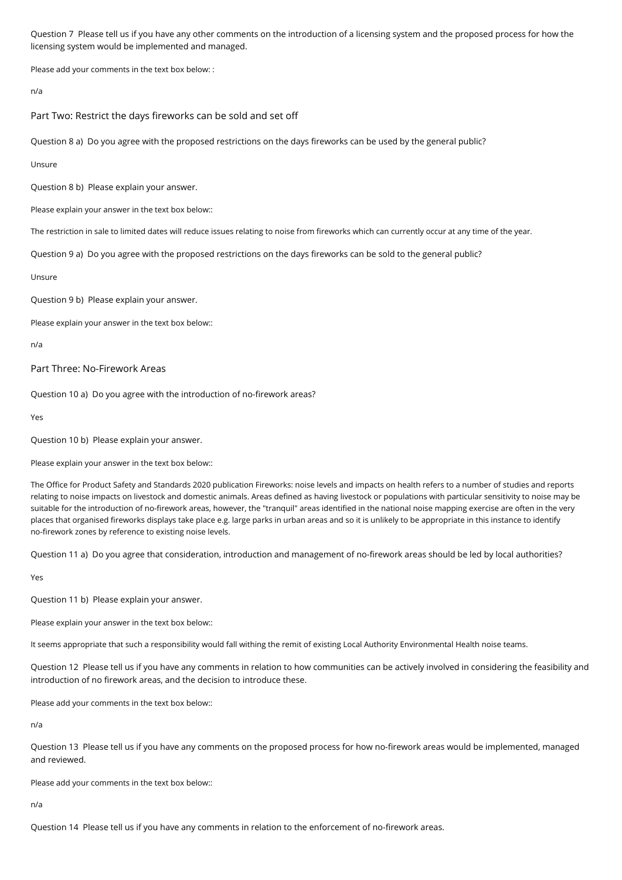Question 7 Please tell us if you have any other comments on the introduction of a licensing system and the proposed process for how the licensing system would be implemented and managed.

Please add your comments in the text box below: :

n/a

## Part Two: Restrict the days fireworks can be sold and set off

Question 8 a) Do you agree with the proposed restrictions on the days fireworks can be used by the general public?

Unsure

Question 8 b) Please explain your answer.

Please explain your answer in the text box below::

The restriction in sale to limited dates will reduce issues relating to noise from fireworks which can currently occur at any time of the year.

Question 9 a) Do you agree with the proposed restrictions on the days fireworks can be sold to the general public?

Unsure

Question 9 b) Please explain your answer.

Please explain your answer in the text box below::

n/a

## Part Three: No-Firework Areas

Question 10 a) Do you agree with the introduction of no-firework areas?

Yes

Question 10 b) Please explain your answer.

Please explain your answer in the text box below::

The Office for Product Safety and Standards 2020 publication Fireworks: noise levels and impacts on health refers to a number of studies and reports relating to noise impacts on livestock and domestic animals. Areas defined as having livestock or populations with particular sensitivity to noise may be suitable for the introduction of no-firework areas, however, the "tranquil" areas identified in the national noise mapping exercise are often in the very places that organised fireworks displays take place e.g. large parks in urban areas and so it is unlikely to be appropriate in this instance to identify no-firework zones by reference to existing noise levels.

Question 11 a) Do you agree that consideration, introduction and management of no-firework areas should be led by local authorities?

Yes

Question 11 b) Please explain your answer.

Please explain your answer in the text box below::

It seems appropriate that such a responsibility would fall withing the remit of existing Local Authority Environmental Health noise teams.

Question 12 Please tell us if you have any comments in relation to how communities can be actively involved in considering the feasibility and introduction of no firework areas, and the decision to introduce these.

Please add your comments in the text box below::

n/a

Question 13 Please tell us if you have any comments on the proposed process for how no-firework areas would be implemented, managed and reviewed.

Please add your comments in the text box below::

n/a

Question 14 Please tell us if you have any comments in relation to the enforcement of no-firework areas.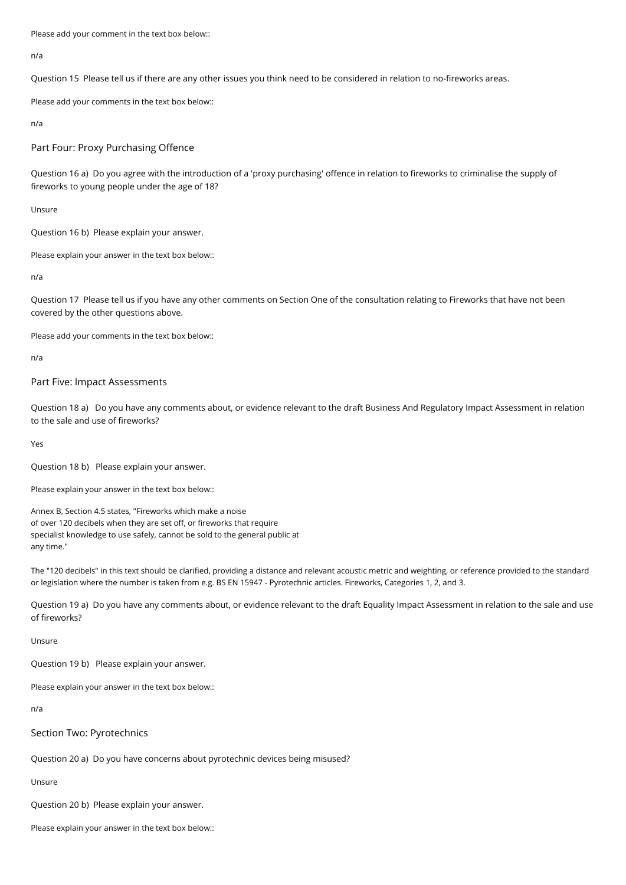Please add your comment in the text box below::

n/a

Question 15 Please tell us if there are any other issues you think need to be considered in relation to no-fireworks areas.

Please add your comments in the text box below::

n/a

## Part Four: Proxy Purchasing Offence

Question 16 a) Do you agree with the introduction of a 'proxy purchasing' offence in relation to fireworks to criminalise the supply of fireworks to young people under the age of 18?

Unsure

Question 16 b) Please explain your answer.

Please explain your answer in the text box below::

n/a

Question 17 Please tell us if you have any other comments on Section One of the consultation relating to Fireworks that have not been covered by the other questions above.

Please add your comments in the text box below::

n/a

## Part Five: Impact Assessments

Question 18 a) Do you have any comments about, or evidence relevant to the draft Business And Regulatory Impact Assessment in relation to the sale and use of fireworks?

Yes

Question 18 b) Please explain your answer.

Please explain your answer in the text box below::

Annex B, Section 4.5 states, "Fireworks which make a noise
of over 120 decibels when they are set off, or fireworks that require
specialist knowledge to use safely, cannot be sold to the general public at
any time."

The "120 decibels" in this text should be clarified, providing a distance and relevant acoustic metric and weighting, or reference provided to the standard or legislation where the number is taken from e.g. BS EN 15947 - Pyrotechnic articles. Fireworks, Categories 1, 2, and 3.

Question 19 a) Do you have any comments about, or evidence relevant to the draft Equality Impact Assessment in relation to the sale and use of fireworks?

Unsure

Question 19 b) Please explain your answer.

Please explain your answer in the text box below::

n/a

## Section Two: Pyrotechnics

Question 20 a) Do you have concerns about pyrotechnic devices being misused?

Unsure

Question 20 b) Please explain your answer.

Please explain your answer in the text box below::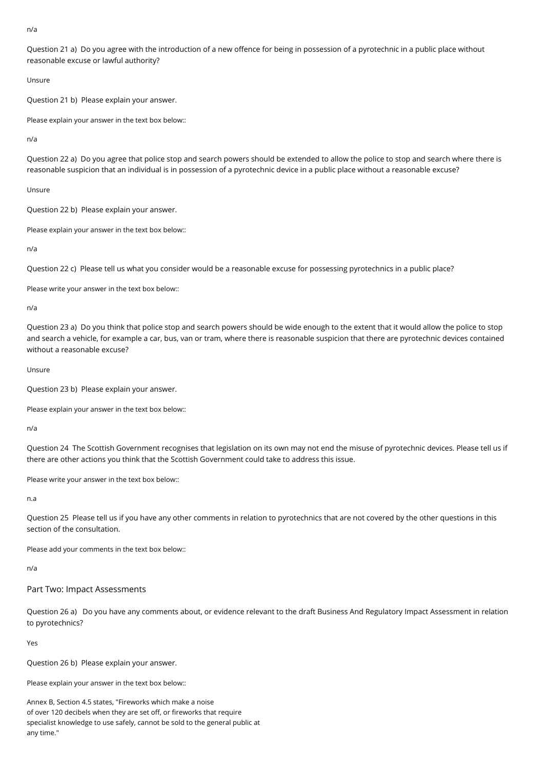n/a

Question 21 a) Do you agree with the introduction of a new offence for being in possession of a pyrotechnic in a public place without reasonable excuse or lawful authority?

Unsure

Question 21 b) Please explain your answer.

Please explain your answer in the text box below::

n/a

Question 22 a) Do you agree that police stop and search powers should be extended to allow the police to stop and search where there is reasonable suspicion that an individual is in possession of a pyrotechnic device in a public place without a reasonable excuse?

Unsure

Question 22 b) Please explain your answer.

Please explain your answer in the text box below::

n/a

Question 22 c) Please tell us what you consider would be a reasonable excuse for possessing pyrotechnics in a public place?

Please write your answer in the text box below::

n/a

Question 23 a) Do you think that police stop and search powers should be wide enough to the extent that it would allow the police to stop and search a vehicle, for example a car, bus, van or tram, where there is reasonable suspicion that there are pyrotechnic devices contained without a reasonable excuse?

Unsure

Question 23 b) Please explain your answer.

Please explain your answer in the text box below::

n/a

Question 24 The Scottish Government recognises that legislation on its own may not end the misuse of pyrotechnic devices. Please tell us if there are other actions you think that the Scottish Government could take to address this issue.

Please write your answer in the text box below::

n.a

Question 25 Please tell us if you have any other comments in relation to pyrotechnics that are not covered by the other questions in this section of the consultation.

Please add your comments in the text box below::

n/a

## Part Two: Impact Assessments

Question 26 a) Do you have any comments about, or evidence relevant to the draft Business And Regulatory Impact Assessment in relation to pyrotechnics?

Yes

Question 26 b) Please explain your answer.

Please explain your answer in the text box below::

Annex B, Section 4.5 states, "Fireworks which make a noise
of over 120 decibels when they are set off, or fireworks that require
specialist knowledge to use safely, cannot be sold to the general public at
any time."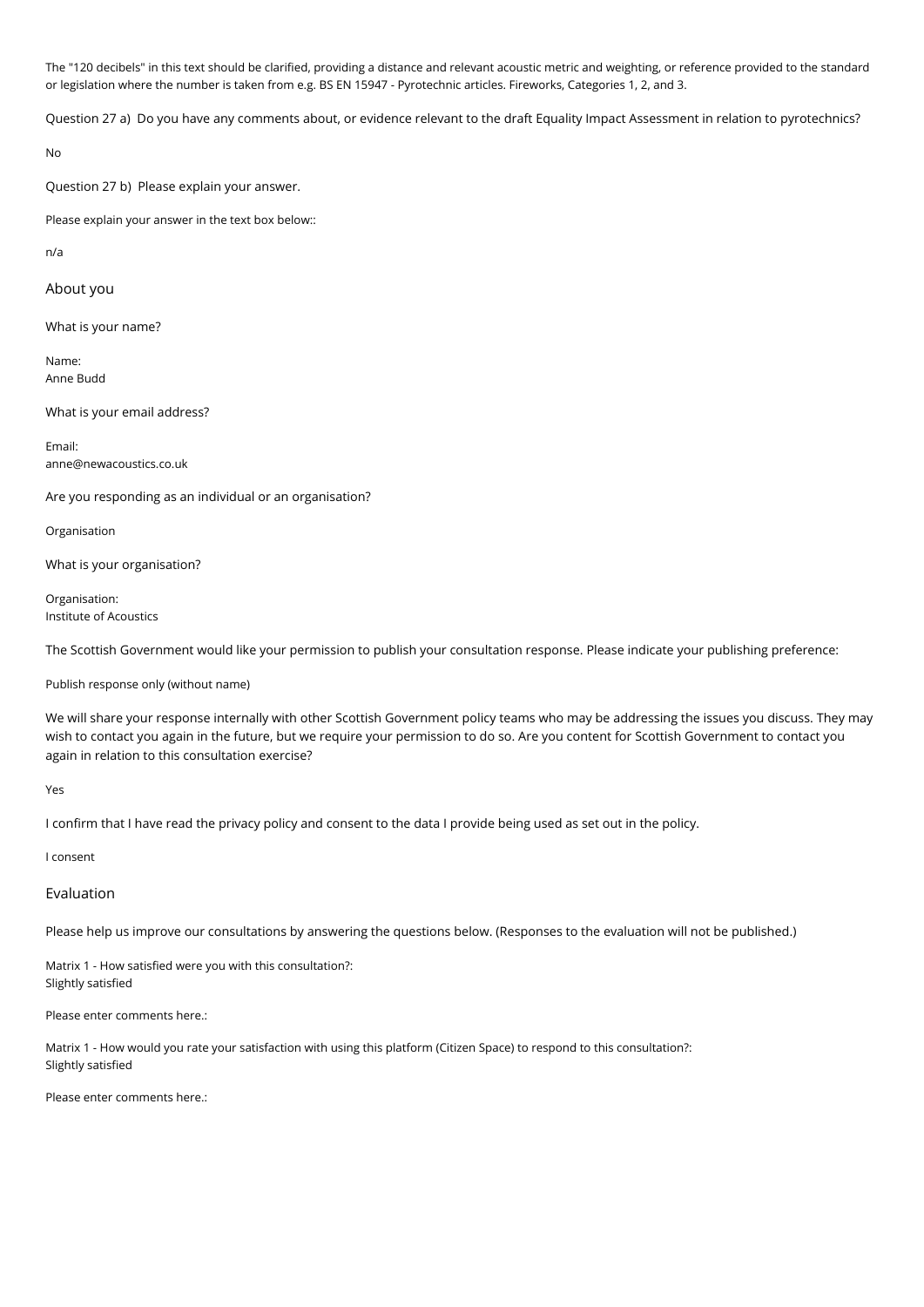The "120 decibels" in this text should be clarified, providing a distance and relevant acoustic metric and weighting, or reference provided to the standard or legislation where the number is taken from e.g. BS EN 15947 - Pyrotechnic articles. Fireworks, Categories 1, 2, and 3.

Question 27 a) Do you have any comments about, or evidence relevant to the draft Equality Impact Assessment in relation to pyrotechnics?

No

Question 27 b) Please explain your answer.

Please explain your answer in the text box below::

n/a

## About you

What is your name?

Name:
Anne Budd

What is your email address?

Email:
anne@newacoustics.co.uk

Are you responding as an individual or an organisation?

Organisation

What is your organisation?

Organisation:
Institute of Acoustics

The Scottish Government would like your permission to publish your consultation response. Please indicate your publishing preference:

Publish response only (without name)

We will share your response internally with other Scottish Government policy teams who may be addressing the issues you discuss. They may wish to contact you again in the future, but we require your permission to do so. Are you content for Scottish Government to contact you again in relation to this consultation exercise?

Yes

I confirm that I have read the privacy policy and consent to the data I provide being used as set out in the policy.

I consent

## Evaluation

Please help us improve our consultations by answering the questions below. (Responses to the evaluation will not be published.)

Matrix 1 - How satisfied were you with this consultation?:
Slightly satisfied

Please enter comments here.:

Matrix 1 - How would you rate your satisfaction with using this platform (Citizen Space) to respond to this consultation?:
Slightly satisfied

Please enter comments here.: